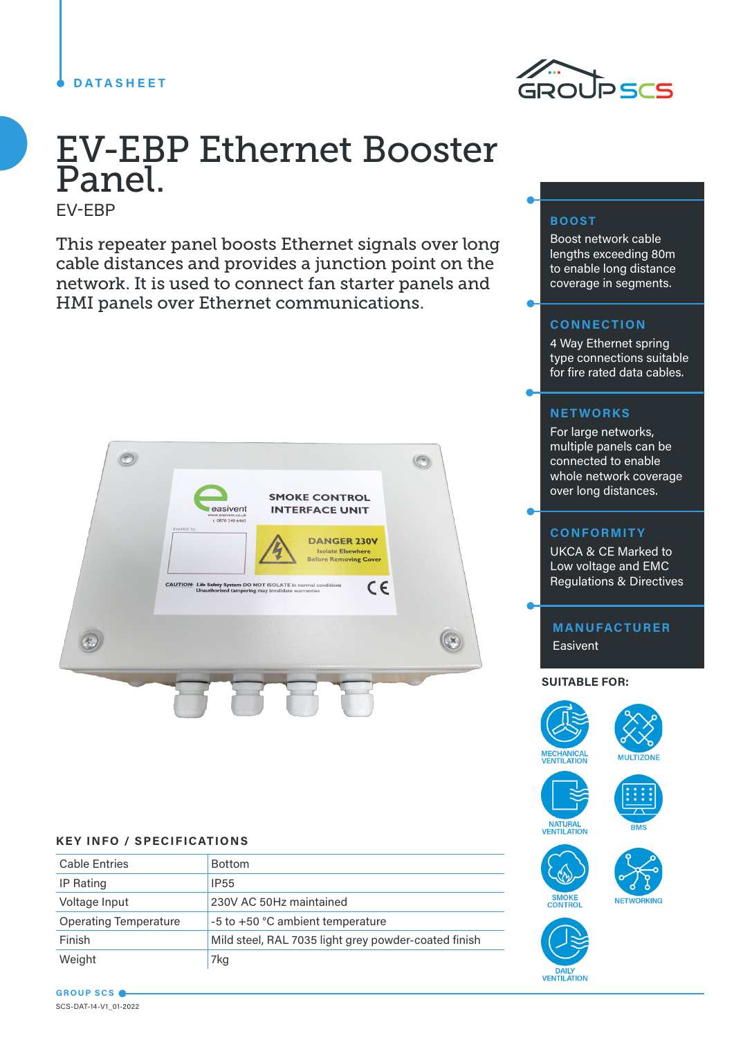DATASHEET

# EV-EBP Ethernet Booster Panel.

EV-EBP

This repeater panel boosts Ethernet signals over long cable distances and provides a junction point on the network. It is used to connect fan starter panels and HMI panels over Ethernet communications.

### BOOST

Boost network cable lengths exceeding 80m to enable long distance coverage in segments.

### CONNECTION

4 Way Ethernet spring type connections suitable for fire rated data cables.

### NETWORKS

For large networks, multiple panels can be connected to enable whole network coverage over long distances.

### CONFORMITY

UKCA & CE Marked to Low voltage and EMC Regulations & Directives

### MANUFACTURER

Easivent

### SUITABLE FOR:

- MECHANICAL VENTILATION
- MULTIZONE
- NATURAL VENTILATION
- BMS
- SMOKE CONTROL
- NETWORKING
- DAILY VENTILATION

## KEY INFO / SPECIFICATIONS

| | |
|---|---|
| Cable Entries | Bottom |
| IP Rating | IP55 |
| Voltage Input | 230V AC 50Hz maintained |
| Operating Temperature | -5 to +50 °C ambient temperature |
| Finish | Mild steel, RAL 7035 light grey powder-coated finish |
| Weight | 7kg |

GROUP SCS

SCS-DAT-14-V1_01-2022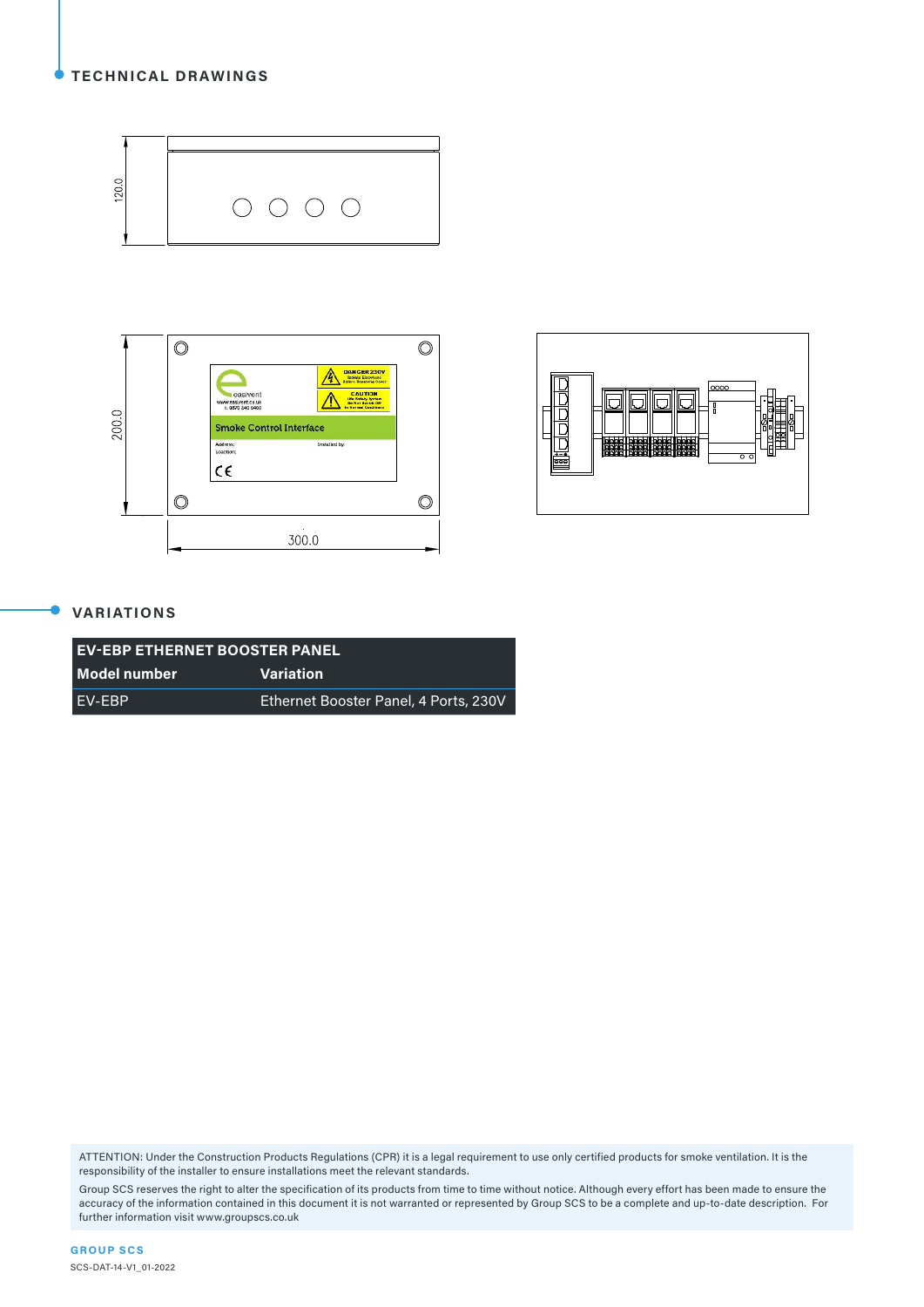## TECHNICAL DRAWINGS

120.0

200.0

300.0

## VARIATIONS

| EV-EBP ETHERNET BOOSTER PANEL | |
|---|---|
| **Model number** | **Variation** |
| EV-EBP | Ethernet Booster Panel, 4 Ports, 230V |

ATTENTION: Under the Construction Products Regulations (CPR) it is a legal requirement to use only certified products for smoke ventilation. It is the responsibility of the installer to ensure installations meet the relevant standards.

Group SCS reserves the right to alter the specification of its products from time to time without notice. Although every effort has been made to ensure the accuracy of the information contained in this document it is not warranted or represented by Group SCS to be a complete and up-to-date description. For further information visit www.groupscs.co.uk

GROUP SCS

SCS-DAT-14-V1_01-2022